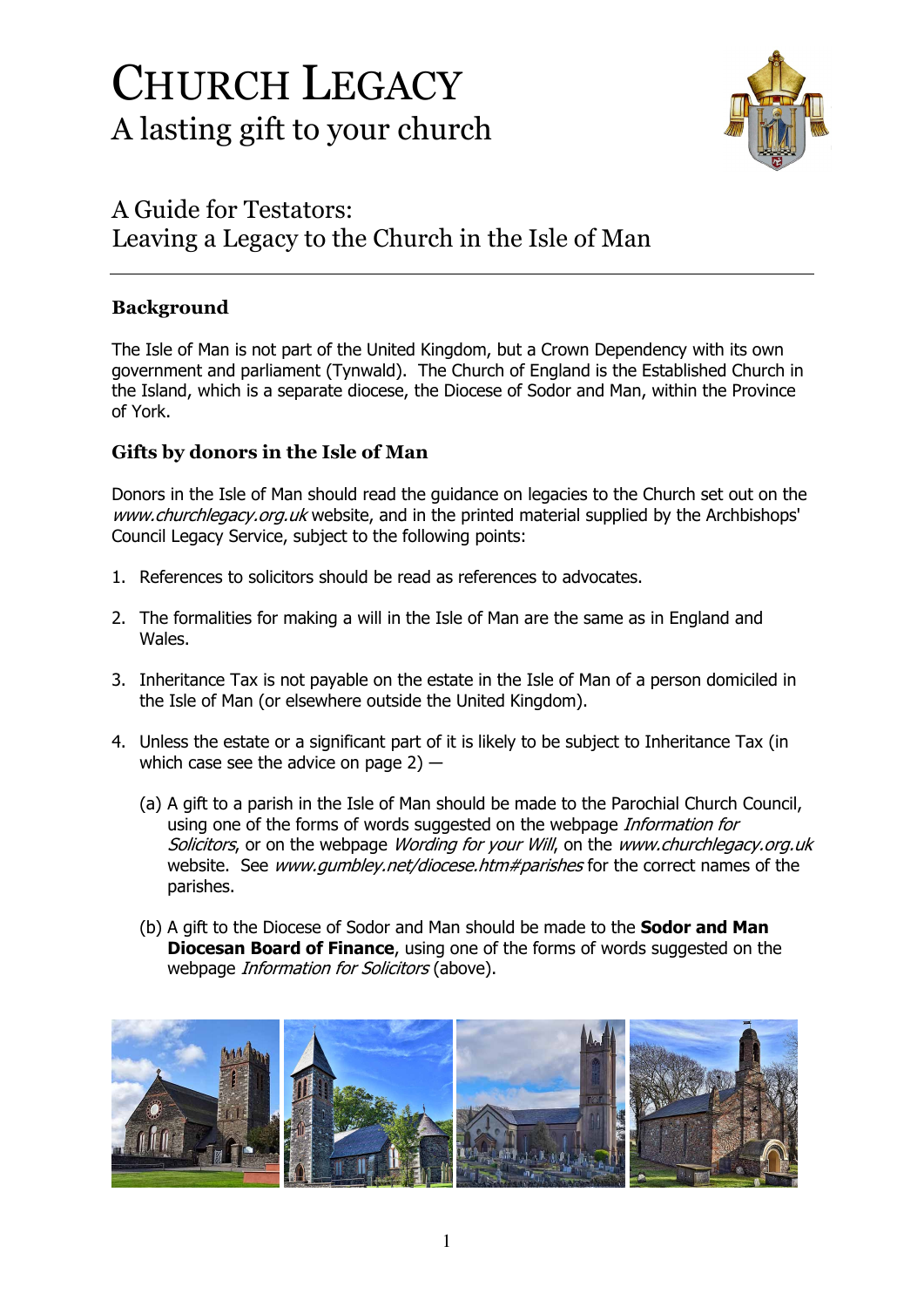# CHURCH LEGACY
## A lasting gift to your church

## A Guide for Testators: Leaving a Legacy to the Church in the Isle of Man

---

### Background

The Isle of Man is not part of the United Kingdom, but a Crown Dependency with its own government and parliament (Tynwald). The Church of England is the Established Church in the Island, which is a separate diocese, the Diocese of Sodor and Man, within the Province of York.

### Gifts by donors in the Isle of Man

Donors in the Isle of Man should read the guidance on legacies to the Church set out on the *www.churchlegacy.org.uk* website, and in the printed material supplied by the Archbishops' Council Legacy Service, subject to the following points:

1. References to solicitors should be read as references to advocates.

2. The formalities for making a will in the Isle of Man are the same as in England and Wales.

3. Inheritance Tax is not payable on the estate in the Isle of Man of a person domiciled in the Isle of Man (or elsewhere outside the United Kingdom).

4. Unless the estate or a significant part of it is likely to be subject to Inheritance Tax (in which case see the advice on page 2) —

   (a) A gift to a parish in the Isle of Man should be made to the Parochial Church Council, using one of the forms of words suggested on the webpage *Information for Solicitors*, or on the webpage *Wording for your Will*, on the *www.churchlegacy.org.uk* website. See *www.gumbley.net/diocese.htm#parishes* for the correct names of the parishes.

   (b) A gift to the Diocese of Sodor and Man should be made to the **Sodor and Man Diocesan Board of Finance**, using one of the forms of words suggested on the webpage *Information for Solicitors* (above).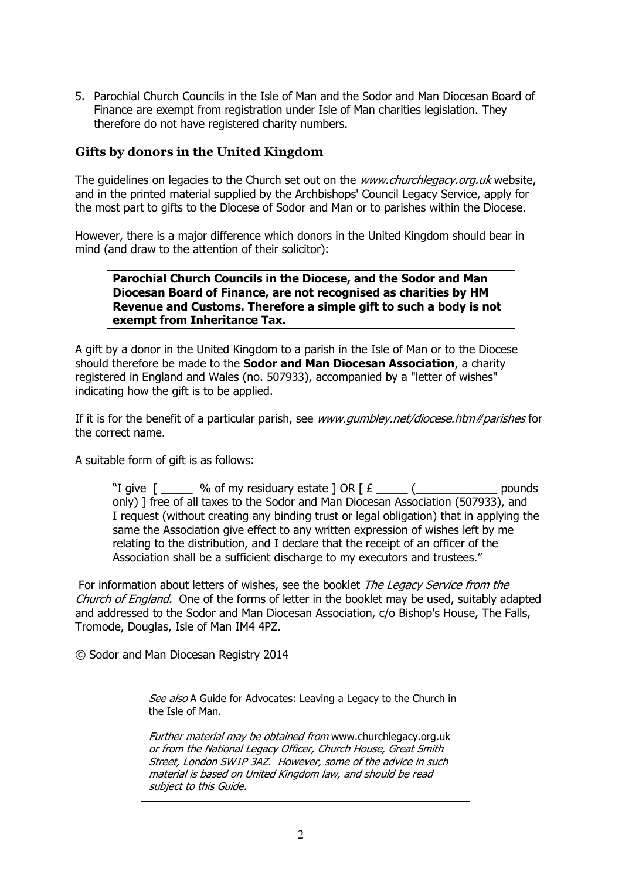5. Parochial Church Councils in the Isle of Man and the Sodor and Man Diocesan Board of Finance are exempt from registration under Isle of Man charities legislation. They therefore do not have registered charity numbers.

## Gifts by donors in the United Kingdom

The guidelines on legacies to the Church set out on the *www.churchlegacy.org.uk* website, and in the printed material supplied by the Archbishops' Council Legacy Service, apply for the most part to gifts to the Diocese of Sodor and Man or to parishes within the Diocese.

However, there is a major difference which donors in the United Kingdom should bear in mind (and draw to the attention of their solicitor):

> **Parochial Church Councils in the Diocese, and the Sodor and Man Diocesan Board of Finance, are not recognised as charities by HM Revenue and Customs. Therefore a simple gift to such a body is not exempt from Inheritance Tax.**

A gift by a donor in the United Kingdom to a parish in the Isle of Man or to the Diocese should therefore be made to the **Sodor and Man Diocesan Association**, a charity registered in England and Wales (no. 507933), accompanied by a "letter of wishes" indicating how the gift is to be applied.

If it is for the benefit of a particular parish, see *www.gumbley.net/diocese.htm#parishes* for the correct name.

A suitable form of gift is as follows:

> "I give [ _____ % of my residuary estate ] OR [ £ _____ (_____________ pounds only) ] free of all taxes to the Sodor and Man Diocesan Association (507933), and I request (without creating any binding trust or legal obligation) that in applying the same the Association give effect to any written expression of wishes left by me relating to the distribution, and I declare that the receipt of an officer of the Association shall be a sufficient discharge to my executors and trustees."

For information about letters of wishes, see the booklet *The Legacy Service from the Church of England.* One of the forms of letter in the booklet may be used, suitably adapted and addressed to the Sodor and Man Diocesan Association, c/o Bishop's House, The Falls, Tromode, Douglas, Isle of Man IM4 4PZ.

© Sodor and Man Diocesan Registry 2014

> *See also* A Guide for Advocates: Leaving a Legacy to the Church in the Isle of Man.
>
> *Further material may be obtained from* www.churchlegacy.org.uk *or from the National Legacy Officer, Church House, Great Smith Street, London SW1P 3AZ. However, some of the advice in such material is based on United Kingdom law, and should be read subject to this Guide.*